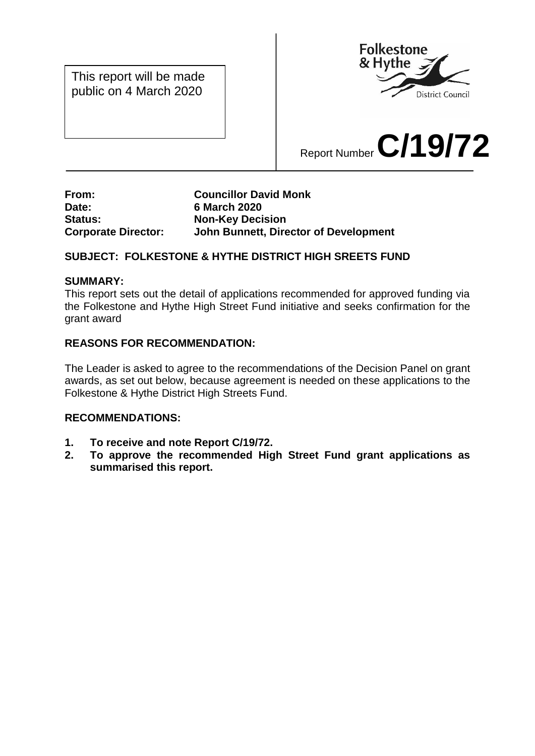This report will be made public on 4 March 2020

Report Number **C/19/72**

**From:** **Councillor David Monk**
**Date:** **6 March 2020**
**Status:** **Non-Key Decision**
**Corporate Director:** **John Bunnett, Director of Development**

**SUBJECT: FOLKESTONE & HYTHE DISTRICT HIGH SREETS FUND**

**SUMMARY:**
This report sets out the detail of applications recommended for approved funding via the Folkestone and Hythe High Street Fund initiative and seeks confirmation for the grant award

**REASONS FOR RECOMMENDATION:**

The Leader is asked to agree to the recommendations of the Decision Panel on grant awards, as set out below, because agreement is needed on these applications to the Folkestone & Hythe District High Streets Fund.

**RECOMMENDATIONS:**

1. **To receive and note Report C/19/72.**
2. **To approve the recommended High Street Fund grant applications as summarised this report.**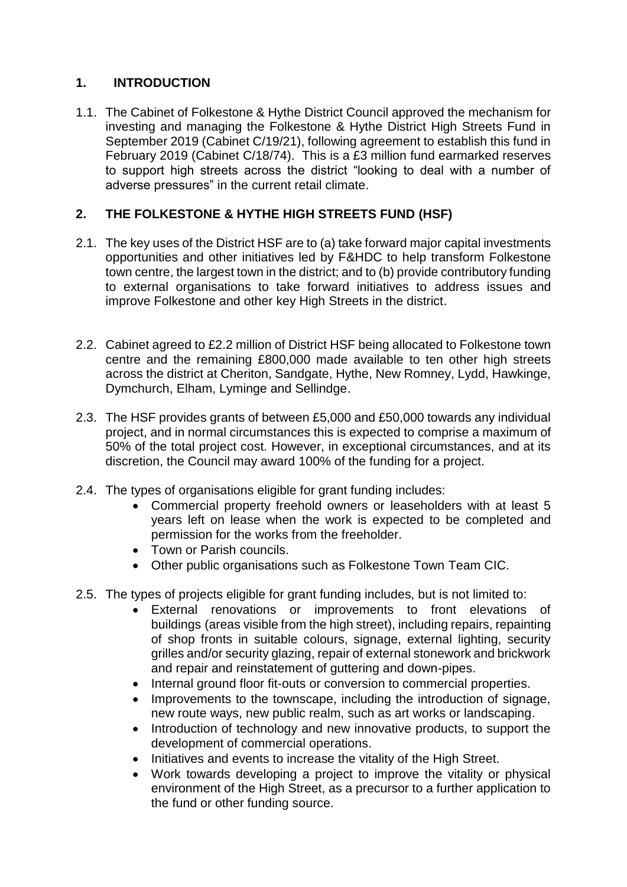## 1. INTRODUCTION

1.1. The Cabinet of Folkestone & Hythe District Council approved the mechanism for investing and managing the Folkestone & Hythe District High Streets Fund in September 2019 (Cabinet C/19/21), following agreement to establish this fund in February 2019 (Cabinet C/18/74). This is a £3 million fund earmarked reserves to support high streets across the district "looking to deal with a number of adverse pressures" in the current retail climate.

## 2. THE FOLKESTONE & HYTHE HIGH STREETS FUND (HSF)

2.1. The key uses of the District HSF are to (a) take forward major capital investments opportunities and other initiatives led by F&HDC to help transform Folkestone town centre, the largest town in the district; and to (b) provide contributory funding to external organisations to take forward initiatives to address issues and improve Folkestone and other key High Streets in the district.

2.2. Cabinet agreed to £2.2 million of District HSF being allocated to Folkestone town centre and the remaining £800,000 made available to ten other high streets across the district at Cheriton, Sandgate, Hythe, New Romney, Lydd, Hawkinge, Dymchurch, Elham, Lyminge and Sellindge.

2.3. The HSF provides grants of between £5,000 and £50,000 towards any individual project, and in normal circumstances this is expected to comprise a maximum of 50% of the total project cost. However, in exceptional circumstances, and at its discretion, the Council may award 100% of the funding for a project.

2.4. The types of organisations eligible for grant funding includes:

- Commercial property freehold owners or leaseholders with at least 5 years left on lease when the work is expected to be completed and permission for the works from the freeholder.
- Town or Parish councils.
- Other public organisations such as Folkestone Town Team CIC.

2.5. The types of projects eligible for grant funding includes, but is not limited to:

- External renovations or improvements to front elevations of buildings (areas visible from the high street), including repairs, repainting of shop fronts in suitable colours, signage, external lighting, security grilles and/or security glazing, repair of external stonework and brickwork and repair and reinstatement of guttering and down-pipes.
- Internal ground floor fit-outs or conversion to commercial properties.
- Improvements to the townscape, including the introduction of signage, new route ways, new public realm, such as art works or landscaping.
- Introduction of technology and new innovative products, to support the development of commercial operations.
- Initiatives and events to increase the vitality of the High Street.
- Work towards developing a project to improve the vitality or physical environment of the High Street, as a precursor to a further application to the fund or other funding source.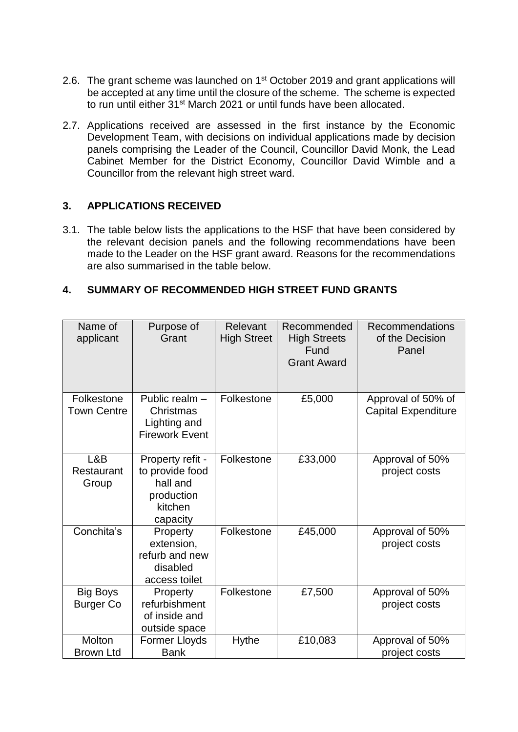2.6. The grant scheme was launched on 1st October 2019 and grant applications will be accepted at any time until the closure of the scheme. The scheme is expected to run until either 31st March 2021 or until funds have been allocated.

2.7. Applications received are assessed in the first instance by the Economic Development Team, with decisions on individual applications made by decision panels comprising the Leader of the Council, Councillor David Monk, the Lead Cabinet Member for the District Economy, Councillor David Wimble and a Councillor from the relevant high street ward.

## 3. APPLICATIONS RECEIVED

3.1. The table below lists the applications to the HSF that have been considered by the relevant decision panels and the following recommendations have been made to the Leader on the HSF grant award. Reasons for the recommendations are also summarised in the table below.

## 4. SUMMARY OF RECOMMENDED HIGH STREET FUND GRANTS

| Name of applicant | Purpose of Grant | Relevant High Street | Recommended High Streets Fund Grant Award | Recommendations of the Decision Panel |
|---|---|---|---|---|
| Folkestone Town Centre | Public realm – Christmas Lighting and Firework Event | Folkestone | £5,000 | Approval of 50% of Capital Expenditure |
| L&B Restaurant Group | Property refit - to provide food hall and production kitchen capacity | Folkestone | £33,000 | Approval of 50% project costs |
| Conchita's | Property extension, refurb and new disabled access toilet | Folkestone | £45,000 | Approval of 50% project costs |
| Big Boys Burger Co | Property refurbishment of inside and outside space | Folkestone | £7,500 | Approval of 50% project costs |
| Molton Brown Ltd | Former Lloyds Bank | Hythe | £10,083 | Approval of 50% project costs |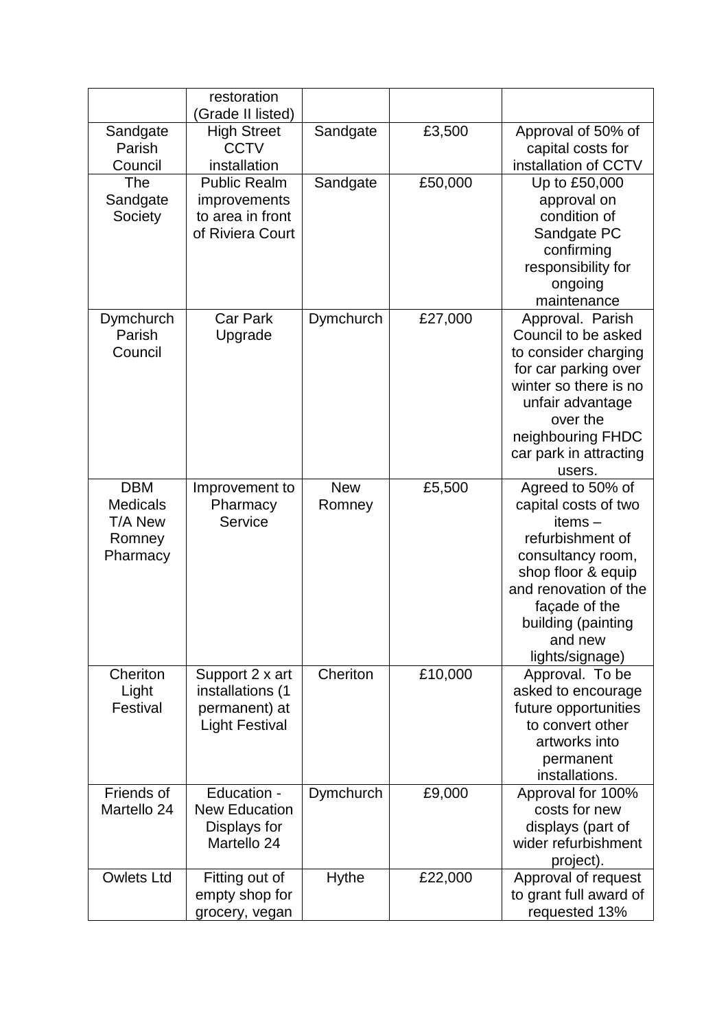| | | | | |
|---|---|---|---|---|
| | restoration (Grade II listed) | | | |
| Sandgate Parish Council | High Street CCTV installation | Sandgate | £3,500 | Approval of 50% of capital costs for installation of CCTV |
| The Sandgate Society | Public Realm improvements to area in front of Riviera Court | Sandgate | £50,000 | Up to £50,000 approval on condition of Sandgate PC confirming responsibility for ongoing maintenance |
| Dymchurch Parish Council | Car Park Upgrade | Dymchurch | £27,000 | Approval. Parish Council to be asked to consider charging for car parking over winter so there is no unfair advantage over the neighbouring FHDC car park in attracting users. |
| DBM Medicals T/A New Romney Pharmacy | Improvement to Pharmacy Service | New Romney | £5,500 | Agreed to 50% of capital costs of two items – refurbishment of consultancy room, shop floor & equip and renovation of the façade of the building (painting and new lights/signage) |
| Cheriton Light Festival | Support 2 x art installations (1 permanent) at Light Festival | Cheriton | £10,000 | Approval. To be asked to encourage future opportunities to convert other artworks into permanent installations. |
| Friends of Martello 24 | Education - New Education Displays for Martello 24 | Dymchurch | £9,000 | Approval for 100% costs for new displays (part of wider refurbishment project). |
| Owlets Ltd | Fitting out of empty shop for grocery, vegan | Hythe | £22,000 | Approval of request to grant full award of requested 13% |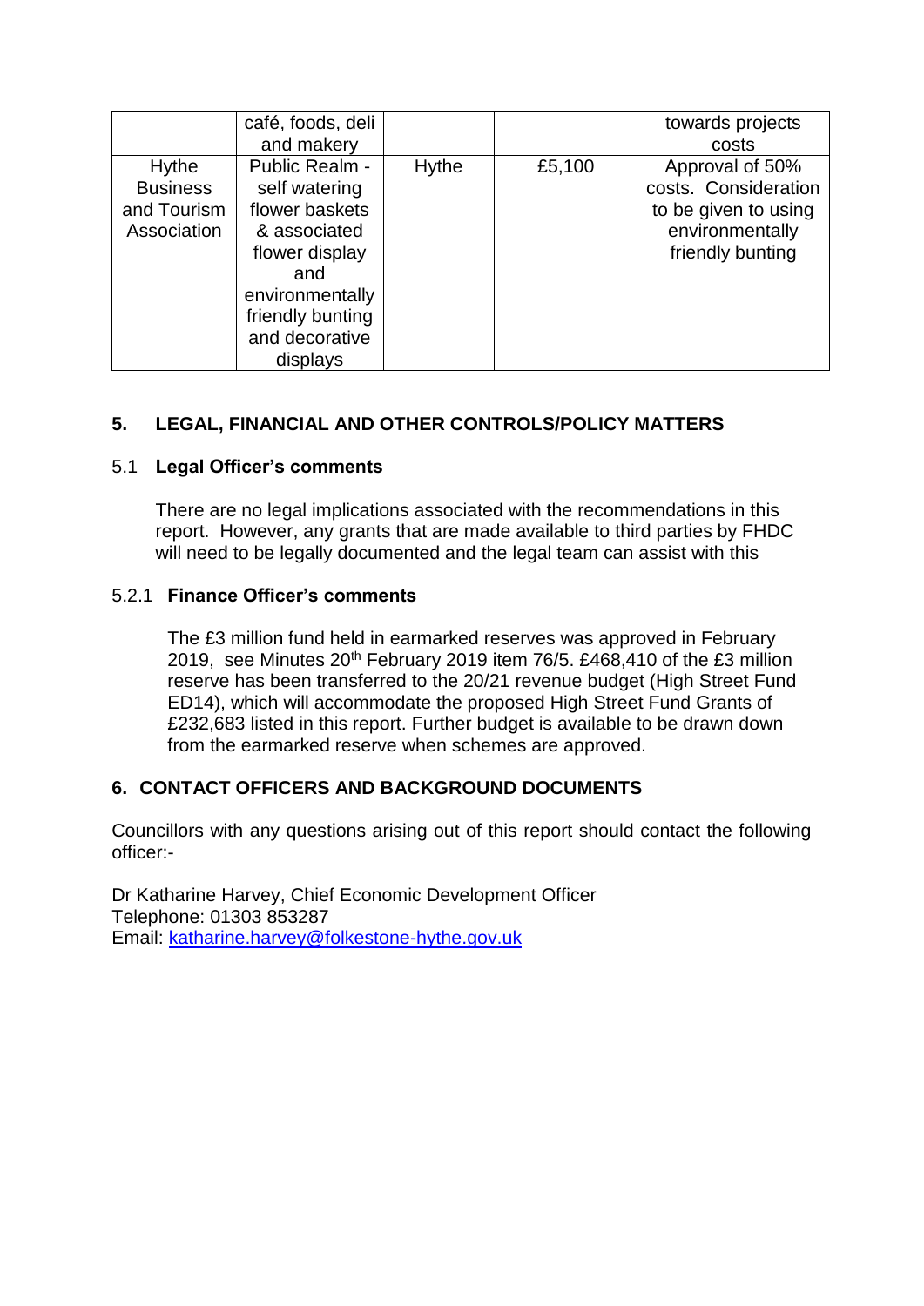| | | | | |
|---|---|---|---|---|
| | café, foods, deli and makery | | | towards projects costs |
| Hythe Business and Tourism Association | Public Realm - self watering flower baskets & associated flower display and environmentally friendly bunting and decorative displays | Hythe | £5,100 | Approval of 50% costs. Consideration to be given to using environmentally friendly bunting |

## 5. LEGAL, FINANCIAL AND OTHER CONTROLS/POLICY MATTERS

### 5.1 Legal Officer's comments

There are no legal implications associated with the recommendations in this report. However, any grants that are made available to third parties by FHDC will need to be legally documented and the legal team can assist with this

### 5.2.1 Finance Officer's comments

The £3 million fund held in earmarked reserves was approved in February 2019, see Minutes 20th February 2019 item 76/5. £468,410 of the £3 million reserve has been transferred to the 20/21 revenue budget (High Street Fund ED14), which will accommodate the proposed High Street Fund Grants of £232,683 listed in this report. Further budget is available to be drawn down from the earmarked reserve when schemes are approved.

## 6. CONTACT OFFICERS AND BACKGROUND DOCUMENTS

Councillors with any questions arising out of this report should contact the following officer:-

Dr Katharine Harvey, Chief Economic Development Officer
Telephone: 01303 853287
Email: katharine.harvey@folkestone-hythe.gov.uk